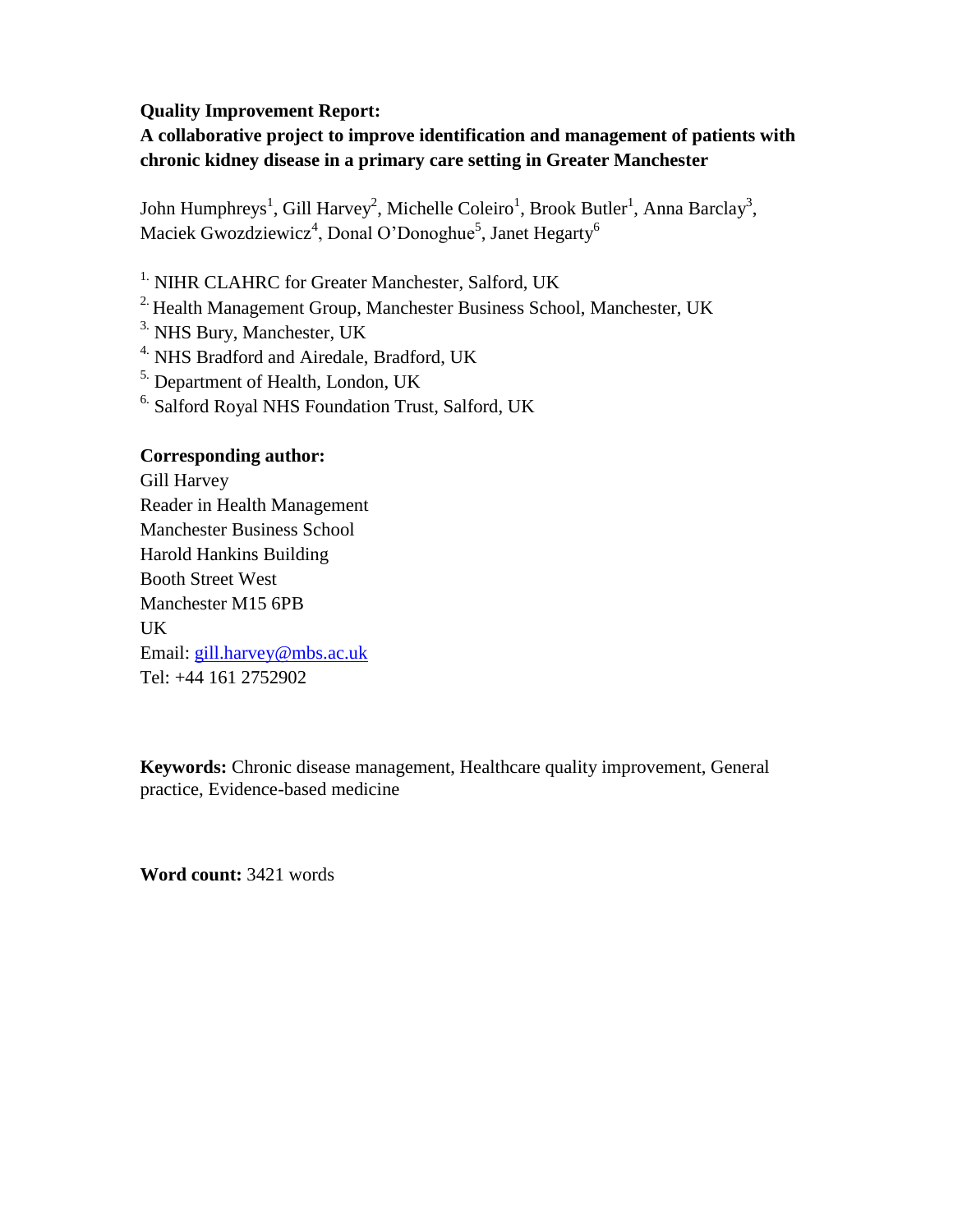**Quality Improvement Report:**

# A collaborative project to improve identification and management of patients with chronic kidney disease in a primary care setting in Greater Manchester

John Humphreys[1], Gill Harvey[2], Michelle Coleiro[1], Brook Butler[1], Anna Barclay[3], Maciek Gwozdziewicz[4], Donal O'Donoghue[5], Janet Hegarty[6]

[1] NIHR CLAHRC for Greater Manchester, Salford, UK

[2] Health Management Group, Manchester Business School, Manchester, UK

[3] NHS Bury, Manchester, UK

[4] NHS Bradford and Airedale, Bradford, UK

[5] Department of Health, London, UK

[6] Salford Royal NHS Foundation Trust, Salford, UK

**Corresponding author:**

Gill Harvey
Reader in Health Management
Manchester Business School
Harold Hankins Building
Booth Street West
Manchester M15 6PB
UK
Email: gill.harvey@mbs.ac.uk
Tel: +44 161 2752902

**Keywords:** Chronic disease management, Healthcare quality improvement, General practice, Evidence-based medicine

**Word count:** 3421 words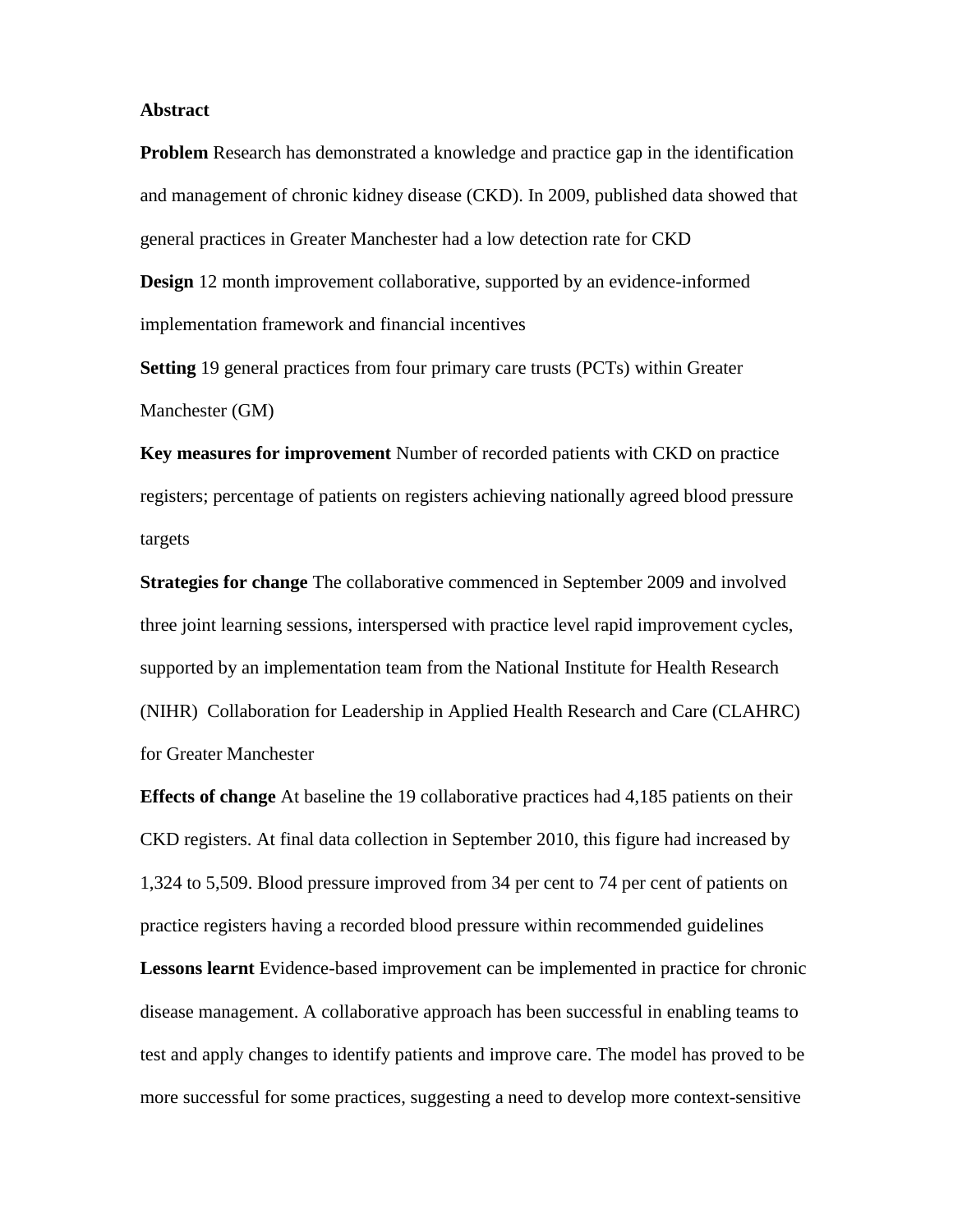**Abstract**

**Problem** Research has demonstrated a knowledge and practice gap in the identification and management of chronic kidney disease (CKD). In 2009, published data showed that general practices in Greater Manchester had a low detection rate for CKD

**Design** 12 month improvement collaborative, supported by an evidence-informed implementation framework and financial incentives

**Setting** 19 general practices from four primary care trusts (PCTs) within Greater Manchester (GM)

**Key measures for improvement** Number of recorded patients with CKD on practice registers; percentage of patients on registers achieving nationally agreed blood pressure targets

**Strategies for change** The collaborative commenced in September 2009 and involved three joint learning sessions, interspersed with practice level rapid improvement cycles, supported by an implementation team from the National Institute for Health Research (NIHR) Collaboration for Leadership in Applied Health Research and Care (CLAHRC) for Greater Manchester

**Effects of change** At baseline the 19 collaborative practices had 4,185 patients on their CKD registers. At final data collection in September 2010, this figure had increased by 1,324 to 5,509. Blood pressure improved from 34 per cent to 74 per cent of patients on practice registers having a recorded blood pressure within recommended guidelines

**Lessons learnt** Evidence-based improvement can be implemented in practice for chronic disease management. A collaborative approach has been successful in enabling teams to test and apply changes to identify patients and improve care. The model has proved to be more successful for some practices, suggesting a need to develop more context-sensitive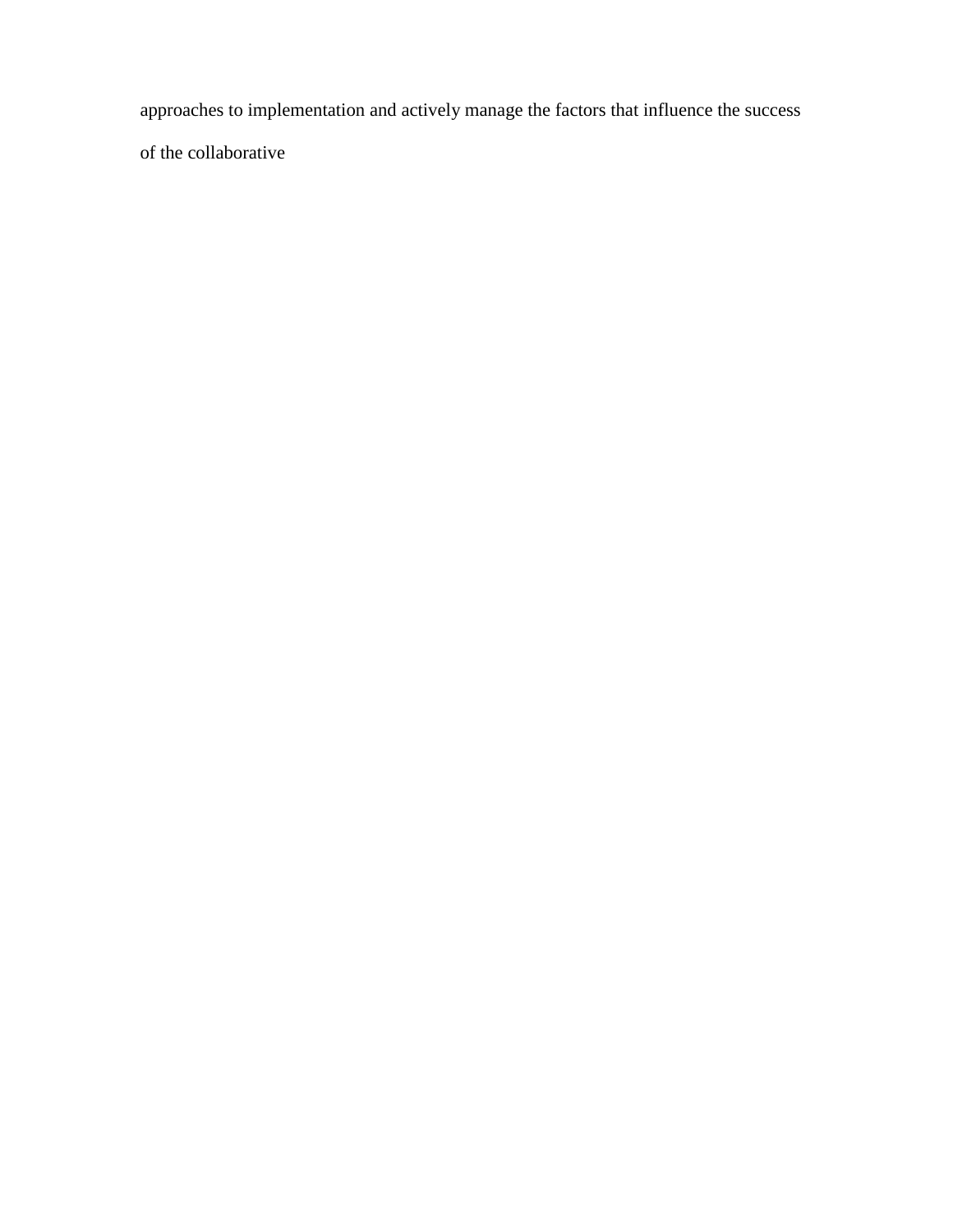approaches to implementation and actively manage the factors that influence the success of the collaborative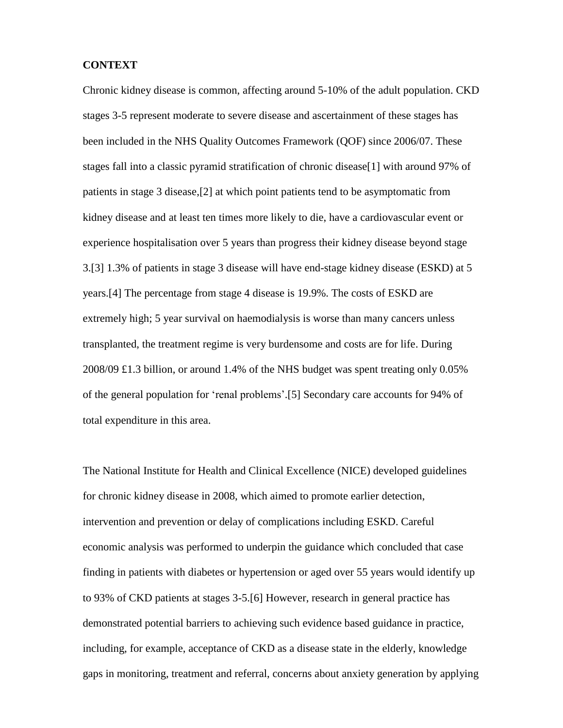**CONTEXT**

Chronic kidney disease is common, affecting around 5-10% of the adult population. CKD stages 3-5 represent moderate to severe disease and ascertainment of these stages has been included in the NHS Quality Outcomes Framework (QOF) since 2006/07. These stages fall into a classic pyramid stratification of chronic disease[1] with around 97% of patients in stage 3 disease,[2] at which point patients tend to be asymptomatic from kidney disease and at least ten times more likely to die, have a cardiovascular event or experience hospitalisation over 5 years than progress their kidney disease beyond stage 3.[3] 1.3% of patients in stage 3 disease will have end-stage kidney disease (ESKD) at 5 years.[4] The percentage from stage 4 disease is 19.9%. The costs of ESKD are extremely high; 5 year survival on haemodialysis is worse than many cancers unless transplanted, the treatment regime is very burdensome and costs are for life. During 2008/09 £1.3 billion, or around 1.4% of the NHS budget was spent treating only 0.05% of the general population for 'renal problems'.[5] Secondary care accounts for 94% of total expenditure in this area.

The National Institute for Health and Clinical Excellence (NICE) developed guidelines for chronic kidney disease in 2008, which aimed to promote earlier detection, intervention and prevention or delay of complications including ESKD. Careful economic analysis was performed to underpin the guidance which concluded that case finding in patients with diabetes or hypertension or aged over 55 years would identify up to 93% of CKD patients at stages 3-5.[6] However, research in general practice has demonstrated potential barriers to achieving such evidence based guidance in practice, including, for example, acceptance of CKD as a disease state in the elderly, knowledge gaps in monitoring, treatment and referral, concerns about anxiety generation by applying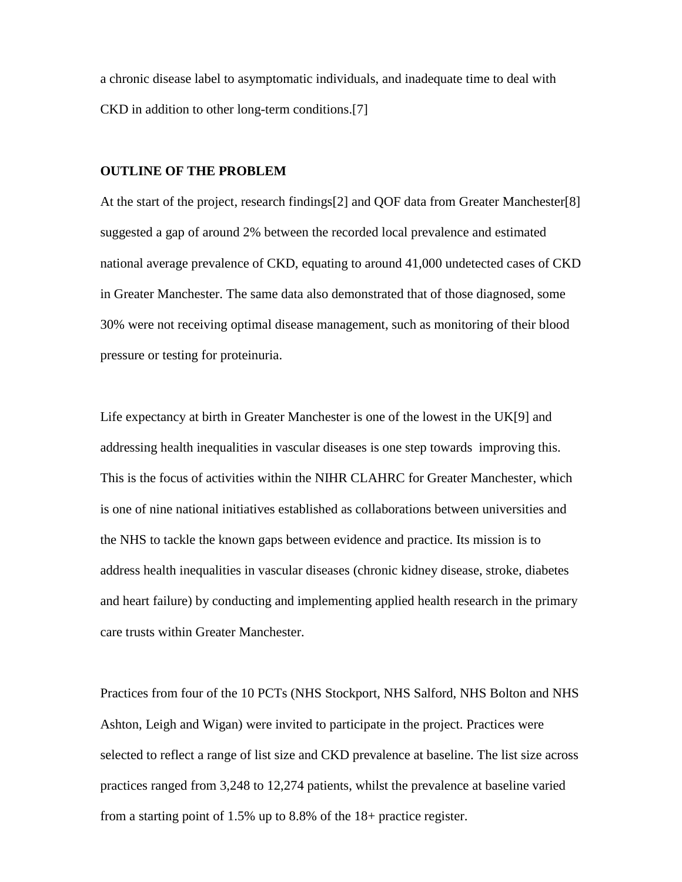a chronic disease label to asymptomatic individuals, and inadequate time to deal with CKD in addition to other long-term conditions.[7]

## OUTLINE OF THE PROBLEM

At the start of the project, research findings[2] and QOF data from Greater Manchester[8] suggested a gap of around 2% between the recorded local prevalence and estimated national average prevalence of CKD, equating to around 41,000 undetected cases of CKD in Greater Manchester. The same data also demonstrated that of those diagnosed, some 30% were not receiving optimal disease management, such as monitoring of their blood pressure or testing for proteinuria.

Life expectancy at birth in Greater Manchester is one of the lowest in the UK[9] and addressing health inequalities in vascular diseases is one step towards improving this. This is the focus of activities within the NIHR CLAHRC for Greater Manchester, which is one of nine national initiatives established as collaborations between universities and the NHS to tackle the known gaps between evidence and practice. Its mission is to address health inequalities in vascular diseases (chronic kidney disease, stroke, diabetes and heart failure) by conducting and implementing applied health research in the primary care trusts within Greater Manchester.

Practices from four of the 10 PCTs (NHS Stockport, NHS Salford, NHS Bolton and NHS Ashton, Leigh and Wigan) were invited to participate in the project. Practices were selected to reflect a range of list size and CKD prevalence at baseline. The list size across practices ranged from 3,248 to 12,274 patients, whilst the prevalence at baseline varied from a starting point of 1.5% up to 8.8% of the 18+ practice register.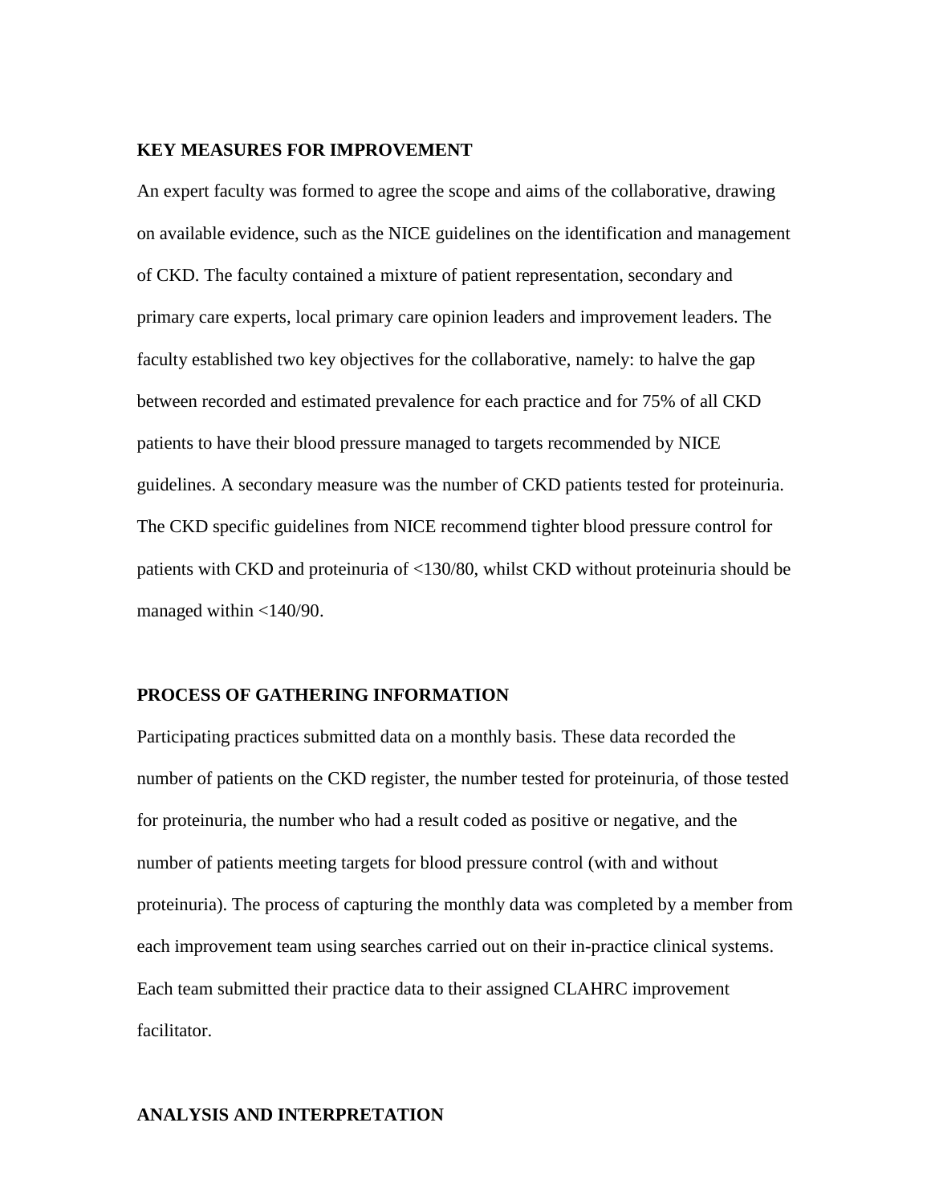## KEY MEASURES FOR IMPROVEMENT

An expert faculty was formed to agree the scope and aims of the collaborative, drawing on available evidence, such as the NICE guidelines on the identification and management of CKD. The faculty contained a mixture of patient representation, secondary and primary care experts, local primary care opinion leaders and improvement leaders. The faculty established two key objectives for the collaborative, namely: to halve the gap between recorded and estimated prevalence for each practice and for 75% of all CKD patients to have their blood pressure managed to targets recommended by NICE guidelines. A secondary measure was the number of CKD patients tested for proteinuria. The CKD specific guidelines from NICE recommend tighter blood pressure control for patients with CKD and proteinuria of <130/80, whilst CKD without proteinuria should be managed within <140/90.

## PROCESS OF GATHERING INFORMATION

Participating practices submitted data on a monthly basis. These data recorded the number of patients on the CKD register, the number tested for proteinuria, of those tested for proteinuria, the number who had a result coded as positive or negative, and the number of patients meeting targets for blood pressure control (with and without proteinuria). The process of capturing the monthly data was completed by a member from each improvement team using searches carried out on their in-practice clinical systems. Each team submitted their practice data to their assigned CLAHRC improvement facilitator.

## ANALYSIS AND INTERPRETATION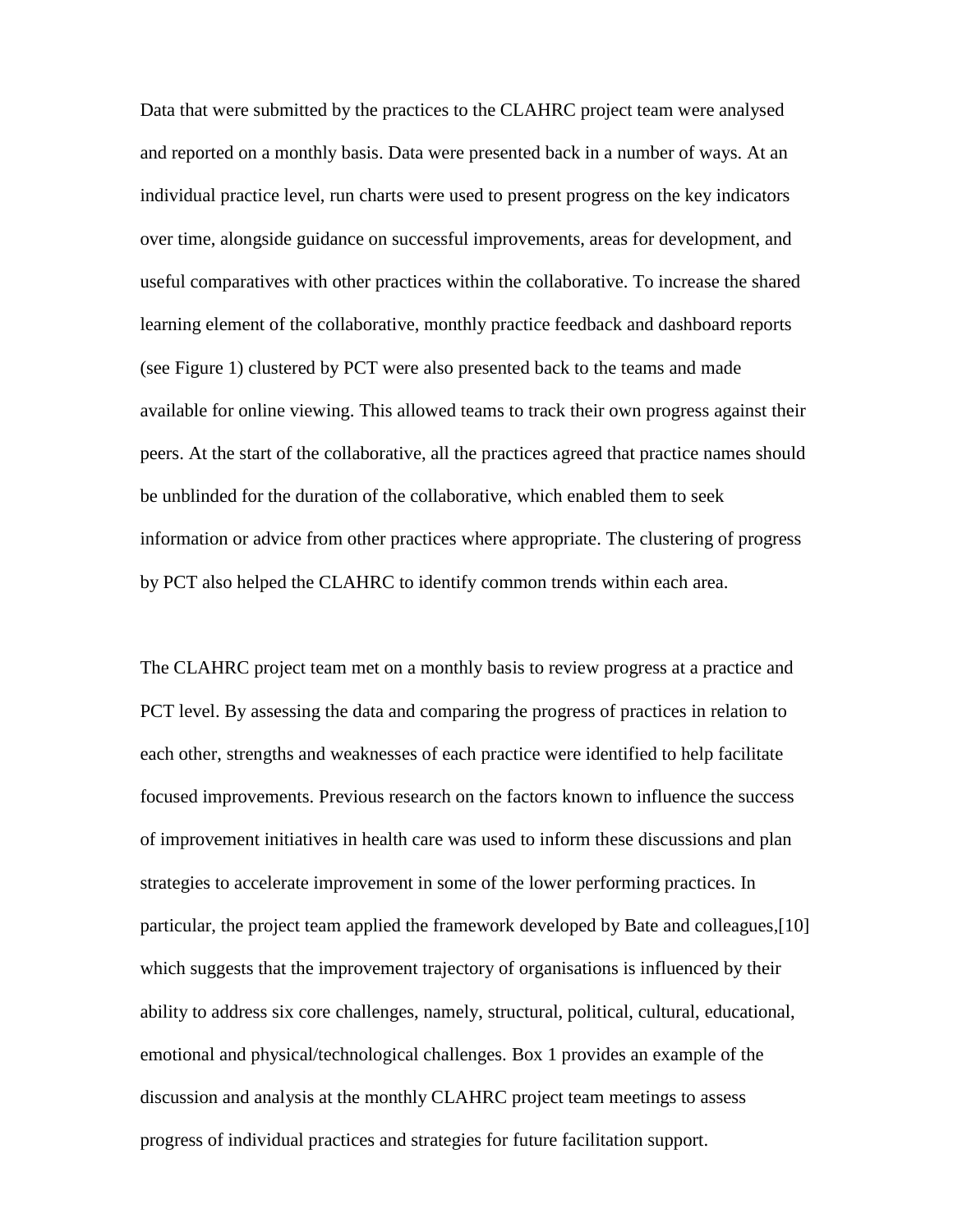Data that were submitted by the practices to the CLAHRC project team were analysed and reported on a monthly basis. Data were presented back in a number of ways. At an individual practice level, run charts were used to present progress on the key indicators over time, alongside guidance on successful improvements, areas for development, and useful comparatives with other practices within the collaborative. To increase the shared learning element of the collaborative, monthly practice feedback and dashboard reports (see Figure 1) clustered by PCT were also presented back to the teams and made available for online viewing. This allowed teams to track their own progress against their peers. At the start of the collaborative, all the practices agreed that practice names should be unblinded for the duration of the collaborative, which enabled them to seek information or advice from other practices where appropriate. The clustering of progress by PCT also helped the CLAHRC to identify common trends within each area.

The CLAHRC project team met on a monthly basis to review progress at a practice and PCT level. By assessing the data and comparing the progress of practices in relation to each other, strengths and weaknesses of each practice were identified to help facilitate focused improvements. Previous research on the factors known to influence the success of improvement initiatives in health care was used to inform these discussions and plan strategies to accelerate improvement in some of the lower performing practices. In particular, the project team applied the framework developed by Bate and colleagues,[10] which suggests that the improvement trajectory of organisations is influenced by their ability to address six core challenges, namely, structural, political, cultural, educational, emotional and physical/technological challenges. Box 1 provides an example of the discussion and analysis at the monthly CLAHRC project team meetings to assess progress of individual practices and strategies for future facilitation support.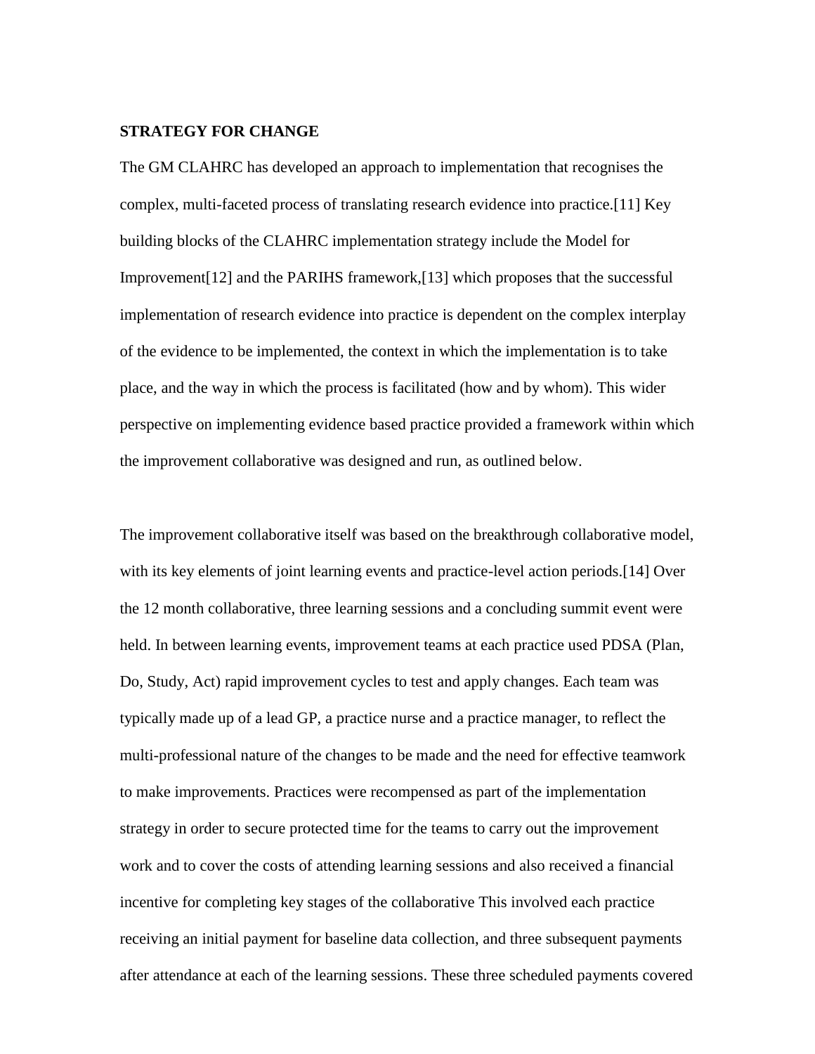**STRATEGY FOR CHANGE**

The GM CLAHRC has developed an approach to implementation that recognises the complex, multi-faceted process of translating research evidence into practice.[11] Key building blocks of the CLAHRC implementation strategy include the Model for Improvement[12] and the PARIHS framework,[13] which proposes that the successful implementation of research evidence into practice is dependent on the complex interplay of the evidence to be implemented, the context in which the implementation is to take place, and the way in which the process is facilitated (how and by whom). This wider perspective on implementing evidence based practice provided a framework within which the improvement collaborative was designed and run, as outlined below.

The improvement collaborative itself was based on the breakthrough collaborative model, with its key elements of joint learning events and practice-level action periods.[14] Over the 12 month collaborative, three learning sessions and a concluding summit event were held. In between learning events, improvement teams at each practice used PDSA (Plan, Do, Study, Act) rapid improvement cycles to test and apply changes. Each team was typically made up of a lead GP, a practice nurse and a practice manager, to reflect the multi-professional nature of the changes to be made and the need for effective teamwork to make improvements. Practices were recompensed as part of the implementation strategy in order to secure protected time for the teams to carry out the improvement work and to cover the costs of attending learning sessions and also received a financial incentive for completing key stages of the collaborative This involved each practice receiving an initial payment for baseline data collection, and three subsequent payments after attendance at each of the learning sessions. These three scheduled payments covered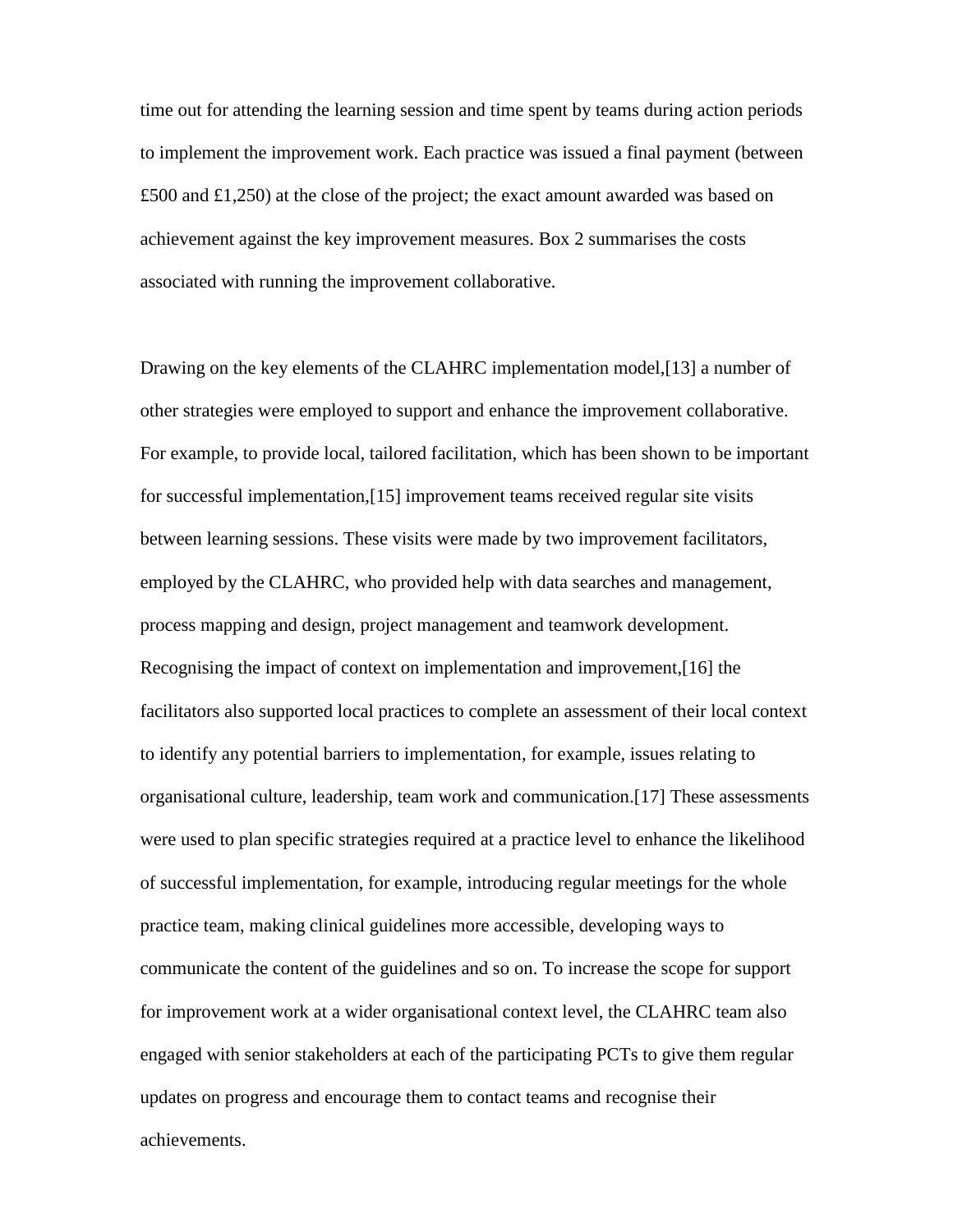time out for attending the learning session and time spent by teams during action periods to implement the improvement work. Each practice was issued a final payment (between £500 and £1,250) at the close of the project; the exact amount awarded was based on achievement against the key improvement measures. Box 2 summarises the costs associated with running the improvement collaborative.

Drawing on the key elements of the CLAHRC implementation model,[13] a number of other strategies were employed to support and enhance the improvement collaborative. For example, to provide local, tailored facilitation, which has been shown to be important for successful implementation,[15] improvement teams received regular site visits between learning sessions. These visits were made by two improvement facilitators, employed by the CLAHRC, who provided help with data searches and management, process mapping and design, project management and teamwork development. Recognising the impact of context on implementation and improvement,[16] the facilitators also supported local practices to complete an assessment of their local context to identify any potential barriers to implementation, for example, issues relating to organisational culture, leadership, team work and communication.[17] These assessments were used to plan specific strategies required at a practice level to enhance the likelihood of successful implementation, for example, introducing regular meetings for the whole practice team, making clinical guidelines more accessible, developing ways to communicate the content of the guidelines and so on. To increase the scope for support for improvement work at a wider organisational context level, the CLAHRC team also engaged with senior stakeholders at each of the participating PCTs to give them regular updates on progress and encourage them to contact teams and recognise their achievements.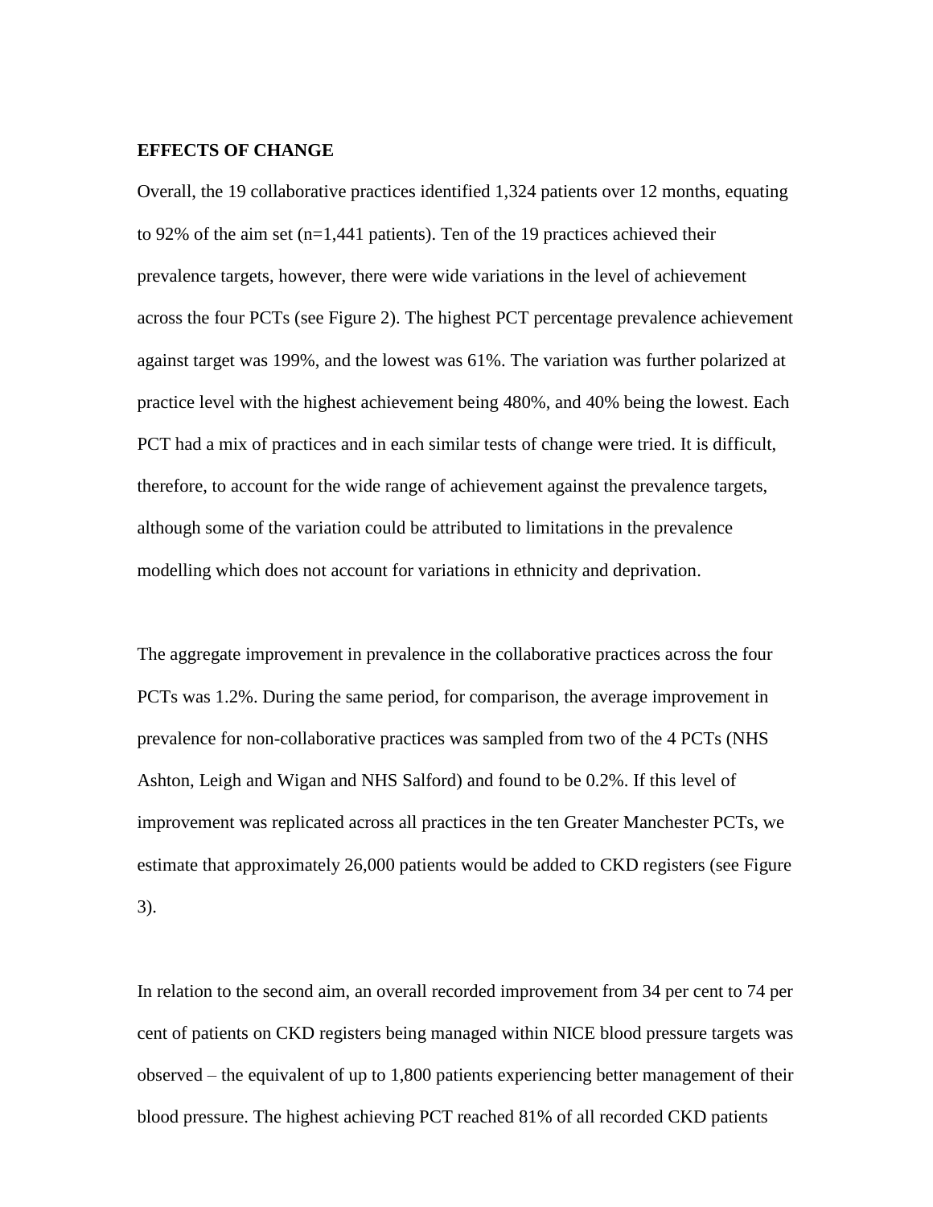**EFFECTS OF CHANGE**

Overall, the 19 collaborative practices identified 1,324 patients over 12 months, equating to 92% of the aim set (n=1,441 patients). Ten of the 19 practices achieved their prevalence targets, however, there were wide variations in the level of achievement across the four PCTs (see Figure 2). The highest PCT percentage prevalence achievement against target was 199%, and the lowest was 61%. The variation was further polarized at practice level with the highest achievement being 480%, and 40% being the lowest. Each PCT had a mix of practices and in each similar tests of change were tried. It is difficult, therefore, to account for the wide range of achievement against the prevalence targets, although some of the variation could be attributed to limitations in the prevalence modelling which does not account for variations in ethnicity and deprivation.

The aggregate improvement in prevalence in the collaborative practices across the four PCTs was 1.2%. During the same period, for comparison, the average improvement in prevalence for non-collaborative practices was sampled from two of the 4 PCTs (NHS Ashton, Leigh and Wigan and NHS Salford) and found to be 0.2%. If this level of improvement was replicated across all practices in the ten Greater Manchester PCTs, we estimate that approximately 26,000 patients would be added to CKD registers (see Figure 3).

In relation to the second aim, an overall recorded improvement from 34 per cent to 74 per cent of patients on CKD registers being managed within NICE blood pressure targets was observed – the equivalent of up to 1,800 patients experiencing better management of their blood pressure. The highest achieving PCT reached 81% of all recorded CKD patients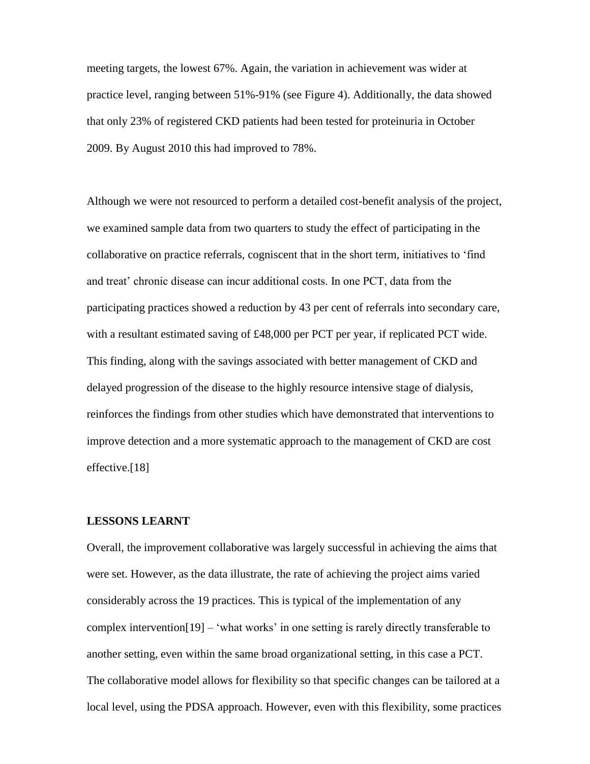meeting targets, the lowest 67%. Again, the variation in achievement was wider at practice level, ranging between 51%-91% (see Figure 4). Additionally, the data showed that only 23% of registered CKD patients had been tested for proteinuria in October 2009. By August 2010 this had improved to 78%.

Although we were not resourced to perform a detailed cost-benefit analysis of the project, we examined sample data from two quarters to study the effect of participating in the collaborative on practice referrals, cogniscent that in the short term, initiatives to 'find and treat' chronic disease can incur additional costs. In one PCT, data from the participating practices showed a reduction by 43 per cent of referrals into secondary care, with a resultant estimated saving of £48,000 per PCT per year, if replicated PCT wide. This finding, along with the savings associated with better management of CKD and delayed progression of the disease to the highly resource intensive stage of dialysis, reinforces the findings from other studies which have demonstrated that interventions to improve detection and a more systematic approach to the management of CKD are cost effective.[18]

**LESSONS LEARNT**

Overall, the improvement collaborative was largely successful in achieving the aims that were set. However, as the data illustrate, the rate of achieving the project aims varied considerably across the 19 practices. This is typical of the implementation of any complex intervention[19] – 'what works' in one setting is rarely directly transferable to another setting, even within the same broad organizational setting, in this case a PCT. The collaborative model allows for flexibility so that specific changes can be tailored at a local level, using the PDSA approach. However, even with this flexibility, some practices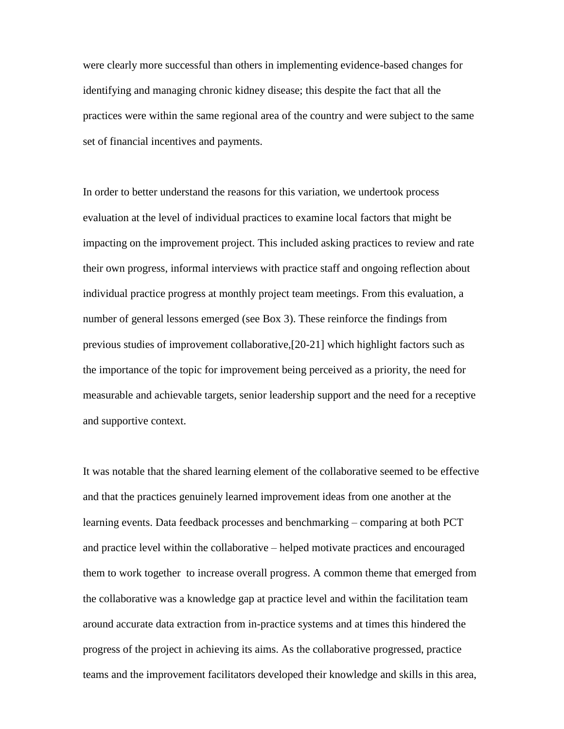were clearly more successful than others in implementing evidence-based changes for identifying and managing chronic kidney disease; this despite the fact that all the practices were within the same regional area of the country and were subject to the same set of financial incentives and payments.

In order to better understand the reasons for this variation, we undertook process evaluation at the level of individual practices to examine local factors that might be impacting on the improvement project. This included asking practices to review and rate their own progress, informal interviews with practice staff and ongoing reflection about individual practice progress at monthly project team meetings. From this evaluation, a number of general lessons emerged (see Box 3). These reinforce the findings from previous studies of improvement collaborative,[20-21] which highlight factors such as the importance of the topic for improvement being perceived as a priority, the need for measurable and achievable targets, senior leadership support and the need for a receptive and supportive context.

It was notable that the shared learning element of the collaborative seemed to be effective and that the practices genuinely learned improvement ideas from one another at the learning events. Data feedback processes and benchmarking – comparing at both PCT and practice level within the collaborative – helped motivate practices and encouraged them to work together to increase overall progress. A common theme that emerged from the collaborative was a knowledge gap at practice level and within the facilitation team around accurate data extraction from in-practice systems and at times this hindered the progress of the project in achieving its aims. As the collaborative progressed, practice teams and the improvement facilitators developed their knowledge and skills in this area,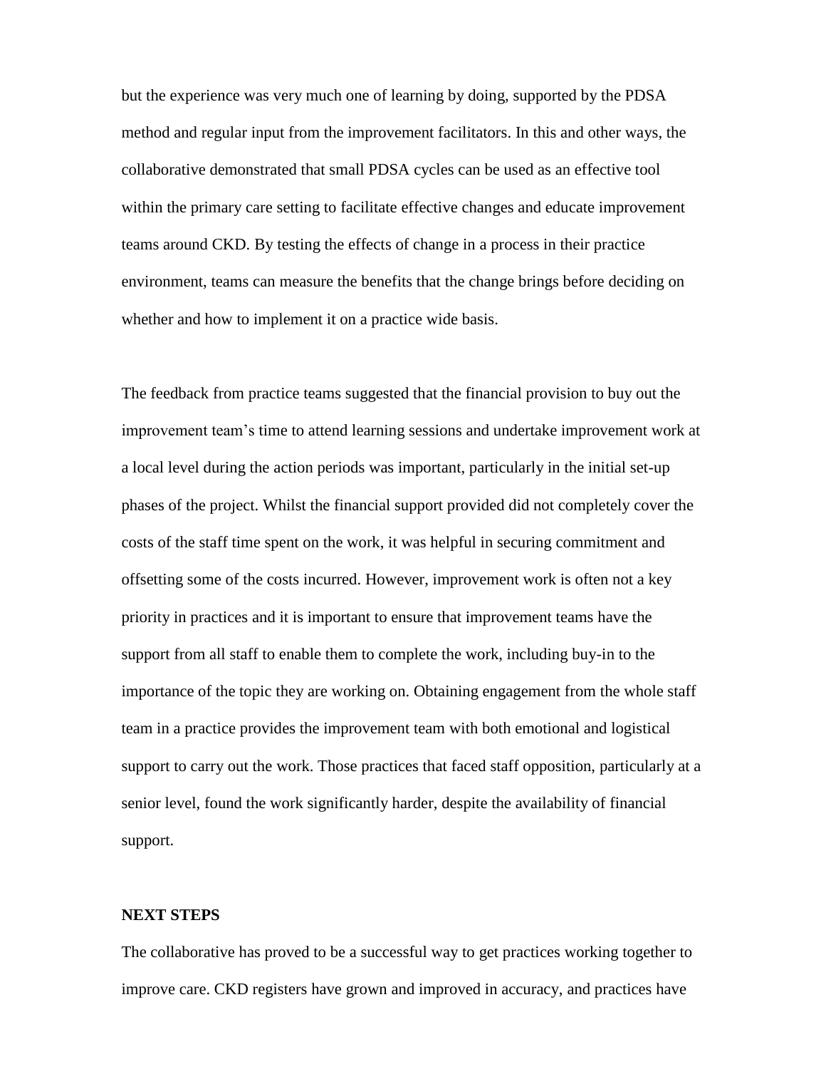but the experience was very much one of learning by doing, supported by the PDSA method and regular input from the improvement facilitators. In this and other ways, the collaborative demonstrated that small PDSA cycles can be used as an effective tool within the primary care setting to facilitate effective changes and educate improvement teams around CKD. By testing the effects of change in a process in their practice environment, teams can measure the benefits that the change brings before deciding on whether and how to implement it on a practice wide basis.

The feedback from practice teams suggested that the financial provision to buy out the improvement team's time to attend learning sessions and undertake improvement work at a local level during the action periods was important, particularly in the initial set-up phases of the project. Whilst the financial support provided did not completely cover the costs of the staff time spent on the work, it was helpful in securing commitment and offsetting some of the costs incurred. However, improvement work is often not a key priority in practices and it is important to ensure that improvement teams have the support from all staff to enable them to complete the work, including buy-in to the importance of the topic they are working on. Obtaining engagement from the whole staff team in a practice provides the improvement team with both emotional and logistical support to carry out the work. Those practices that faced staff opposition, particularly at a senior level, found the work significantly harder, despite the availability of financial support.

## NEXT STEPS

The collaborative has proved to be a successful way to get practices working together to improve care. CKD registers have grown and improved in accuracy, and practices have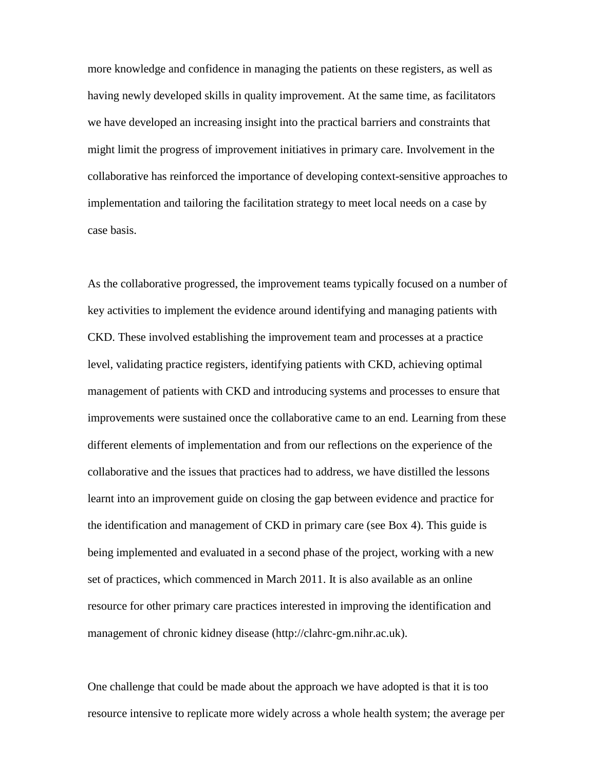more knowledge and confidence in managing the patients on these registers, as well as having newly developed skills in quality improvement. At the same time, as facilitators we have developed an increasing insight into the practical barriers and constraints that might limit the progress of improvement initiatives in primary care. Involvement in the collaborative has reinforced the importance of developing context-sensitive approaches to implementation and tailoring the facilitation strategy to meet local needs on a case by case basis.

As the collaborative progressed, the improvement teams typically focused on a number of key activities to implement the evidence around identifying and managing patients with CKD. These involved establishing the improvement team and processes at a practice level, validating practice registers, identifying patients with CKD, achieving optimal management of patients with CKD and introducing systems and processes to ensure that improvements were sustained once the collaborative came to an end. Learning from these different elements of implementation and from our reflections on the experience of the collaborative and the issues that practices had to address, we have distilled the lessons learnt into an improvement guide on closing the gap between evidence and practice for the identification and management of CKD in primary care (see Box 4). This guide is being implemented and evaluated in a second phase of the project, working with a new set of practices, which commenced in March 2011. It is also available as an online resource for other primary care practices interested in improving the identification and management of chronic kidney disease (http://clahrc-gm.nihr.ac.uk).

One challenge that could be made about the approach we have adopted is that it is too resource intensive to replicate more widely across a whole health system; the average per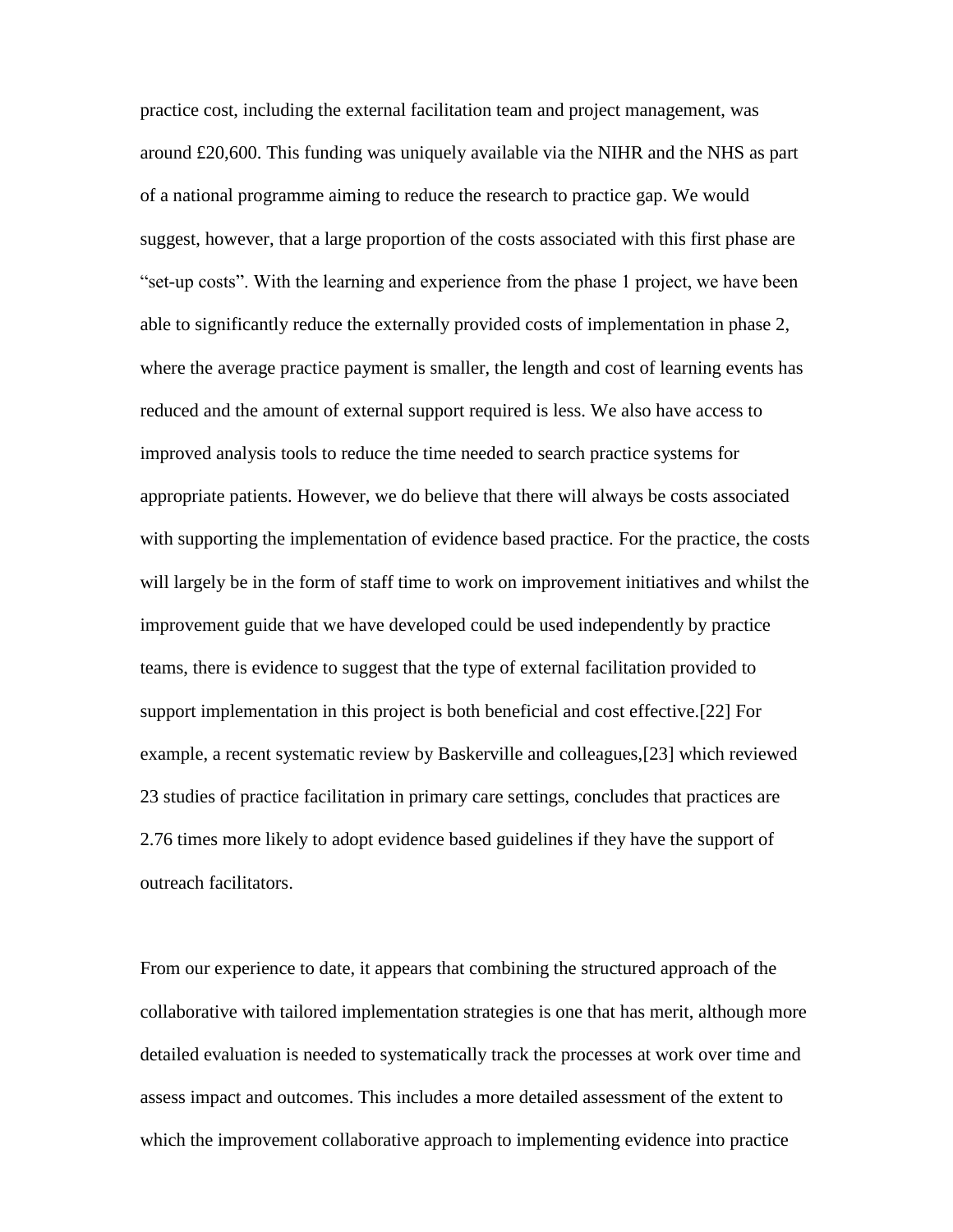practice cost, including the external facilitation team and project management, was around £20,600. This funding was uniquely available via the NIHR and the NHS as part of a national programme aiming to reduce the research to practice gap. We would suggest, however, that a large proportion of the costs associated with this first phase are "set-up costs". With the learning and experience from the phase 1 project, we have been able to significantly reduce the externally provided costs of implementation in phase 2, where the average practice payment is smaller, the length and cost of learning events has reduced and the amount of external support required is less. We also have access to improved analysis tools to reduce the time needed to search practice systems for appropriate patients. However, we do believe that there will always be costs associated with supporting the implementation of evidence based practice. For the practice, the costs will largely be in the form of staff time to work on improvement initiatives and whilst the improvement guide that we have developed could be used independently by practice teams, there is evidence to suggest that the type of external facilitation provided to support implementation in this project is both beneficial and cost effective.[22] For example, a recent systematic review by Baskerville and colleagues,[23] which reviewed 23 studies of practice facilitation in primary care settings, concludes that practices are 2.76 times more likely to adopt evidence based guidelines if they have the support of outreach facilitators.

From our experience to date, it appears that combining the structured approach of the collaborative with tailored implementation strategies is one that has merit, although more detailed evaluation is needed to systematically track the processes at work over time and assess impact and outcomes. This includes a more detailed assessment of the extent to which the improvement collaborative approach to implementing evidence into practice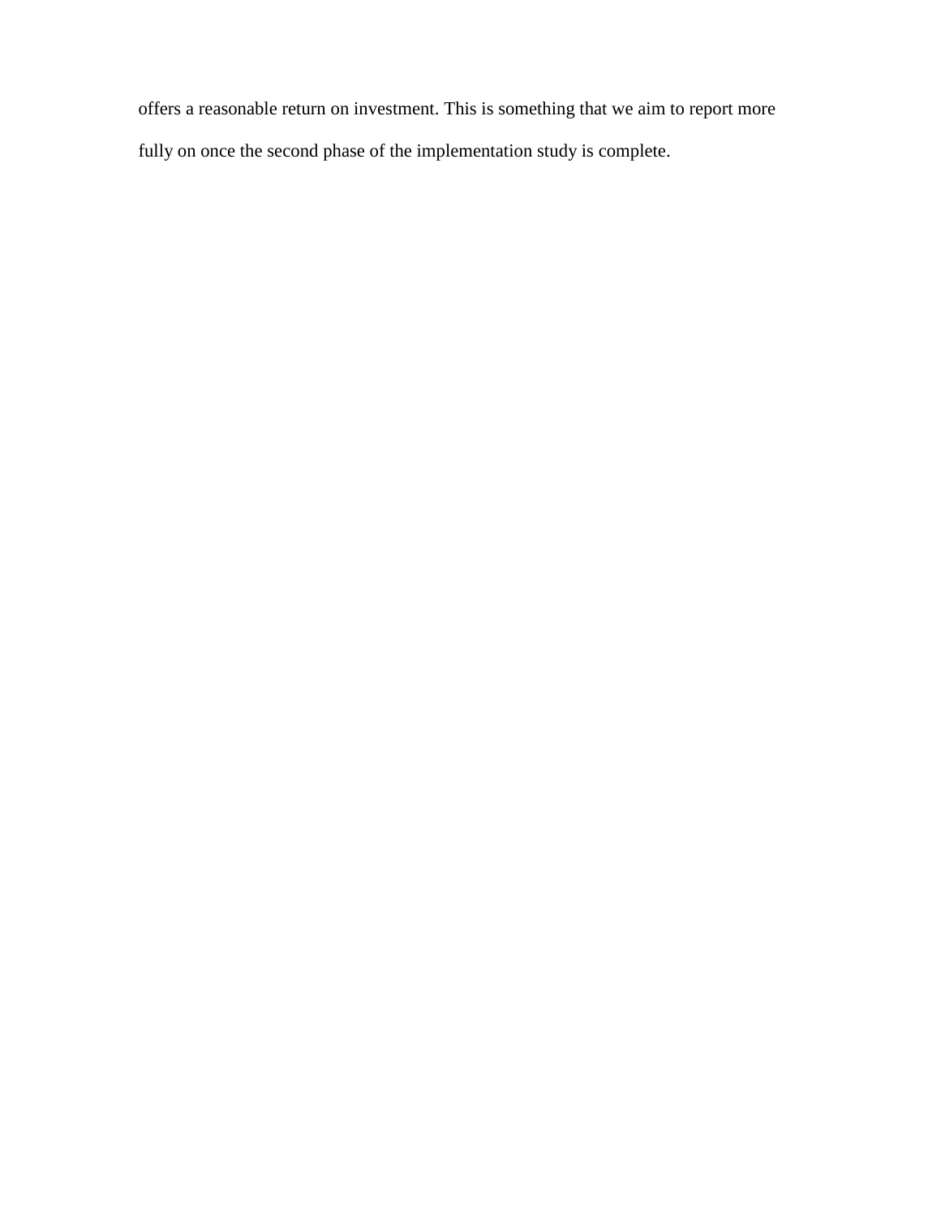offers a reasonable return on investment. This is something that we aim to report more fully on once the second phase of the implementation study is complete.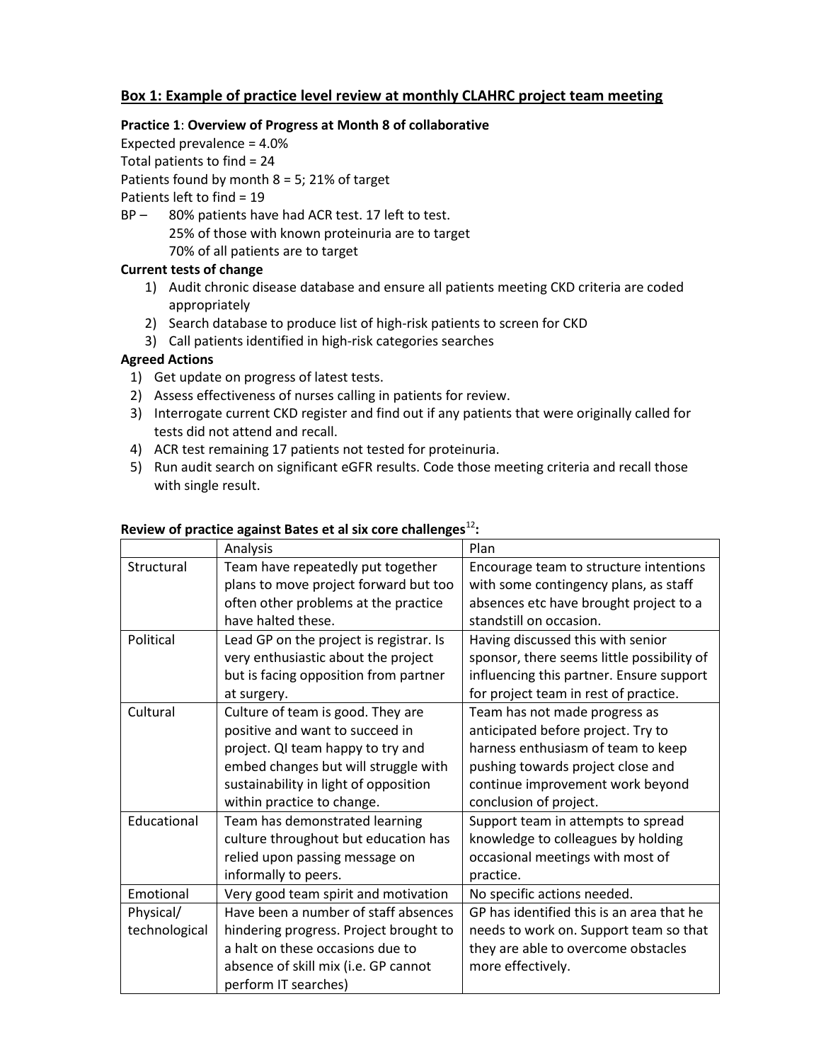## Box 1: Example of practice level review at monthly CLAHRC project team meeting

**Practice 1**: **Overview of Progress at Month 8 of collaborative**

Expected prevalence = 4.0%

Total patients to find = 24

Patients found by month 8 = 5; 21% of target

Patients left to find = 19

BP – 80% patients have had ACR test. 17 left to test.
25% of those with known proteinuria are to target
70% of all patients are to target

**Current tests of change**

1) Audit chronic disease database and ensure all patients meeting CKD criteria are coded appropriately
2) Search database to produce list of high-risk patients to screen for CKD
3) Call patients identified in high-risk categories searches

**Agreed Actions**

1) Get update on progress of latest tests.
2) Assess effectiveness of nurses calling in patients for review.
3) Interrogate current CKD register and find out if any patients that were originally called for tests did not attend and recall.
4) ACR test remaining 17 patients not tested for proteinuria.
5) Run audit search on significant eGFR results. Code those meeting criteria and recall those with single result.

**Review of practice against Bates et al six core challenges[12]:**

| | Analysis | Plan |
|---|---|---|
| Structural | Team have repeatedly put together plans to move project forward but too often other problems at the practice have halted these. | Encourage team to structure intentions with some contingency plans, as staff absences etc have brought project to a standstill on occasion. |
| Political | Lead GP on the project is registrar. Is very enthusiastic about the project but is facing opposition from partner at surgery. | Having discussed this with senior sponsor, there seems little possibility of influencing this partner. Ensure support for project team in rest of practice. |
| Cultural | Culture of team is good. They are positive and want to succeed in project. QI team happy to try and embed changes but will struggle with sustainability in light of opposition within practice to change. | Team has not made progress as anticipated before project. Try to harness enthusiasm of team to keep pushing towards project close and continue improvement work beyond conclusion of project. |
| Educational | Team has demonstrated learning culture throughout but education has relied upon passing message on informally to peers. | Support team in attempts to spread knowledge to colleagues by holding occasional meetings with most of practice. |
| Emotional | Very good team spirit and motivation | No specific actions needed. |
| Physical/ technological | Have been a number of staff absences hindering progress. Project brought to a halt on these occasions due to absence of skill mix (i.e. GP cannot perform IT searches) | GP has identified this is an area that he needs to work on. Support team so that they are able to overcome obstacles more effectively. |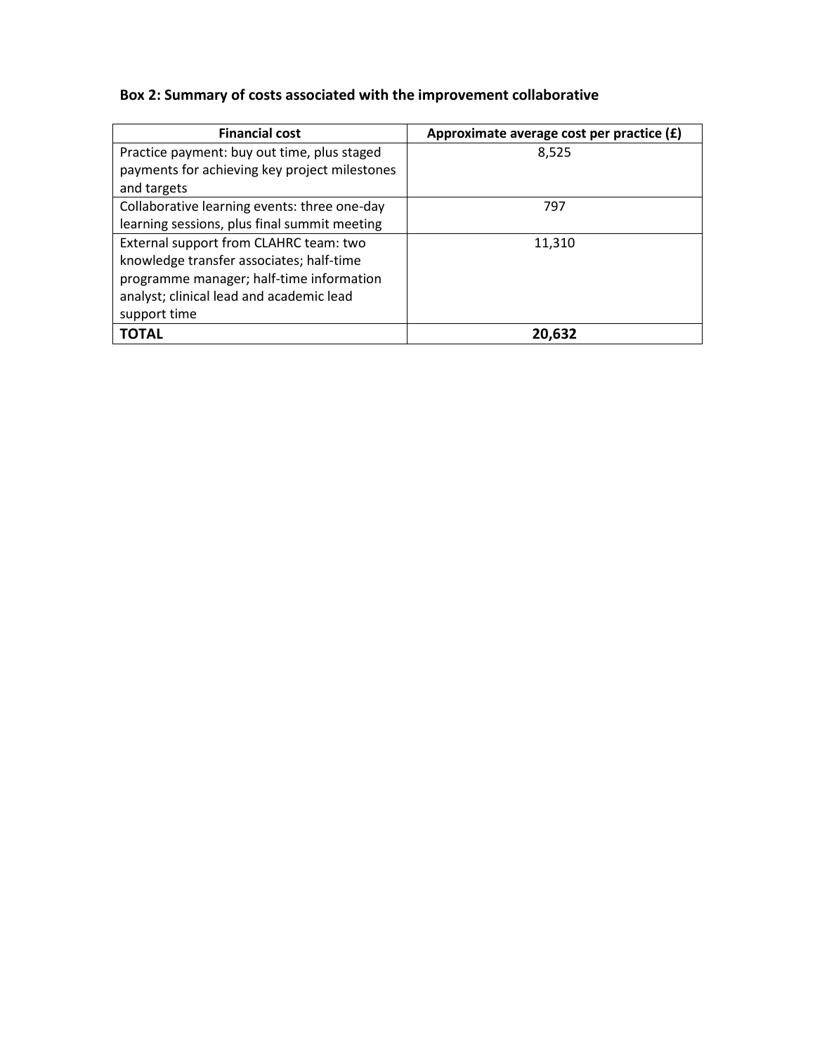**Box 2: Summary of costs associated with the improvement collaborative**

| Financial cost | Approximate average cost per practice (£) |
| --- | --- |
| Practice payment: buy out time, plus staged payments for achieving key project milestones and targets | 8,525 |
| Collaborative learning events: three one-day learning sessions, plus final summit meeting | 797 |
| External support from CLAHRC team: two knowledge transfer associates; half-time programme manager; half-time information analyst; clinical lead and academic lead support time | 11,310 |
| **TOTAL** | **20,632** |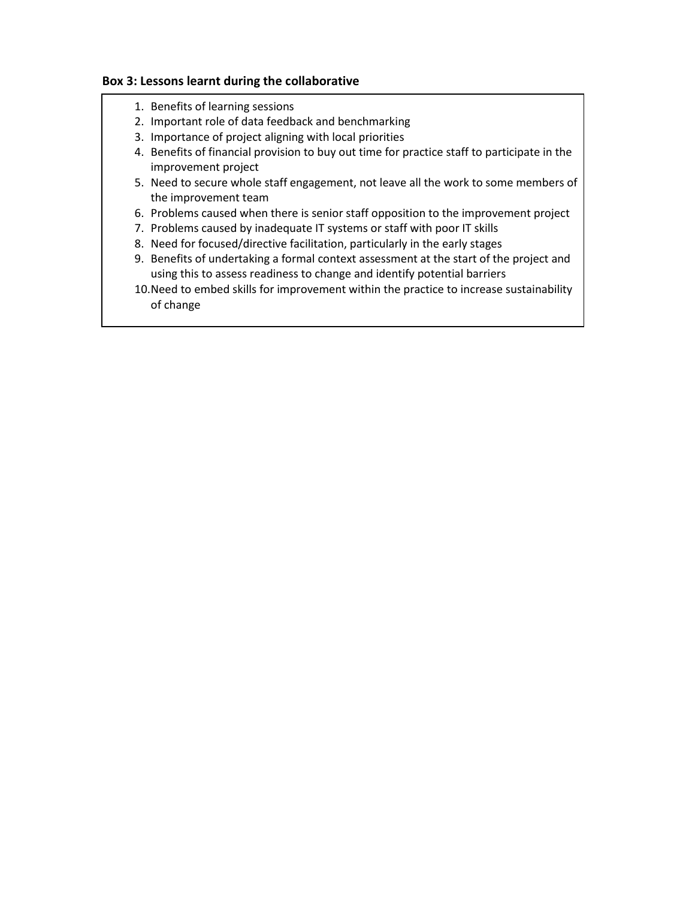**Box 3: Lessons learnt during the collaborative**

1. Benefits of learning sessions
2. Important role of data feedback and benchmarking
3. Importance of project aligning with local priorities
4. Benefits of financial provision to buy out time for practice staff to participate in the improvement project
5. Need to secure whole staff engagement, not leave all the work to some members of the improvement team
6. Problems caused when there is senior staff opposition to the improvement project
7. Problems caused by inadequate IT systems or staff with poor IT skills
8. Need for focused/directive facilitation, particularly in the early stages
9. Benefits of undertaking a formal context assessment at the start of the project and using this to assess readiness to change and identify potential barriers
10. Need to embed skills for improvement within the practice to increase sustainability of change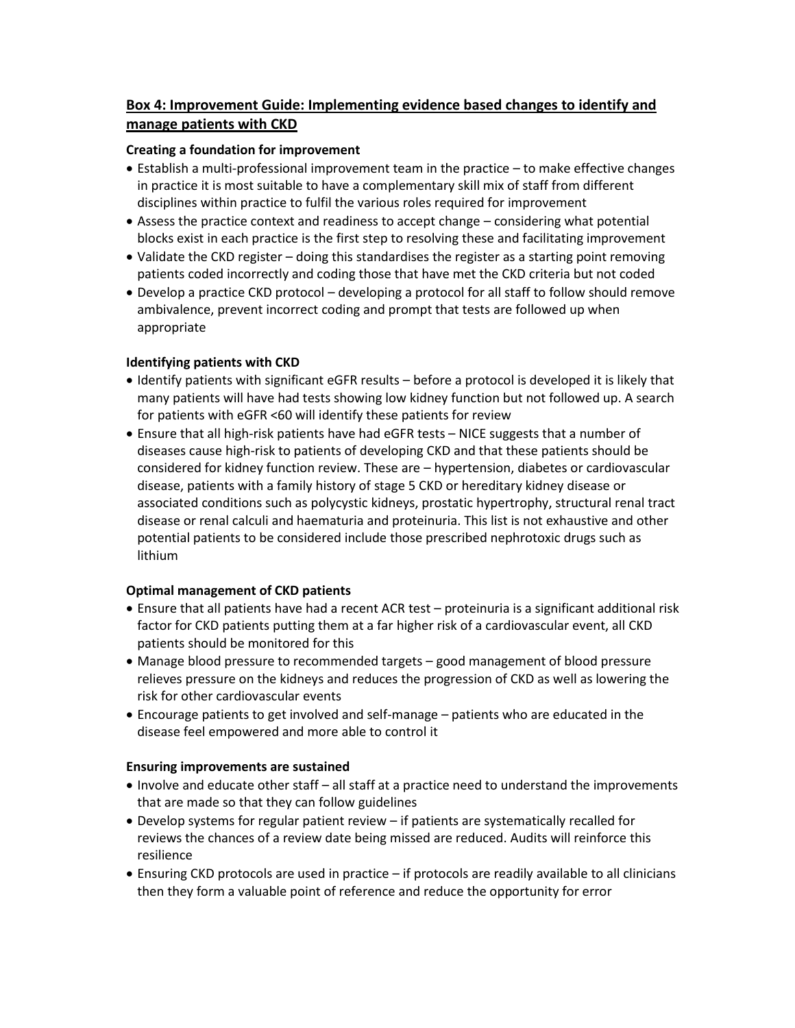## Box 4: Improvement Guide: Implementing evidence based changes to identify and manage patients with CKD

**Creating a foundation for improvement**

- Establish a multi-professional improvement team in the practice – to make effective changes in practice it is most suitable to have a complementary skill mix of staff from different disciplines within practice to fulfil the various roles required for improvement
- Assess the practice context and readiness to accept change – considering what potential blocks exist in each practice is the first step to resolving these and facilitating improvement
- Validate the CKD register – doing this standardises the register as a starting point removing patients coded incorrectly and coding those that have met the CKD criteria but not coded
- Develop a practice CKD protocol – developing a protocol for all staff to follow should remove ambivalence, prevent incorrect coding and prompt that tests are followed up when appropriate

**Identifying patients with CKD**

- Identify patients with significant eGFR results – before a protocol is developed it is likely that many patients will have had tests showing low kidney function but not followed up. A search for patients with eGFR <60 will identify these patients for review
- Ensure that all high-risk patients have had eGFR tests – NICE suggests that a number of diseases cause high-risk to patients of developing CKD and that these patients should be considered for kidney function review. These are – hypertension, diabetes or cardiovascular disease, patients with a family history of stage 5 CKD or hereditary kidney disease or associated conditions such as polycystic kidneys, prostatic hypertrophy, structural renal tract disease or renal calculi and haematuria and proteinuria. This list is not exhaustive and other potential patients to be considered include those prescribed nephrotoxic drugs such as lithium

**Optimal management of CKD patients**

- Ensure that all patients have had a recent ACR test – proteinuria is a significant additional risk factor for CKD patients putting them at a far higher risk of a cardiovascular event, all CKD patients should be monitored for this
- Manage blood pressure to recommended targets – good management of blood pressure relieves pressure on the kidneys and reduces the progression of CKD as well as lowering the risk for other cardiovascular events
- Encourage patients to get involved and self-manage – patients who are educated in the disease feel empowered and more able to control it

**Ensuring improvements are sustained**

- Involve and educate other staff – all staff at a practice need to understand the improvements that are made so that they can follow guidelines
- Develop systems for regular patient review – if patients are systematically recalled for reviews the chances of a review date being missed are reduced. Audits will reinforce this resilience
- Ensuring CKD protocols are used in practice – if protocols are readily available to all clinicians then they form a valuable point of reference and reduce the opportunity for error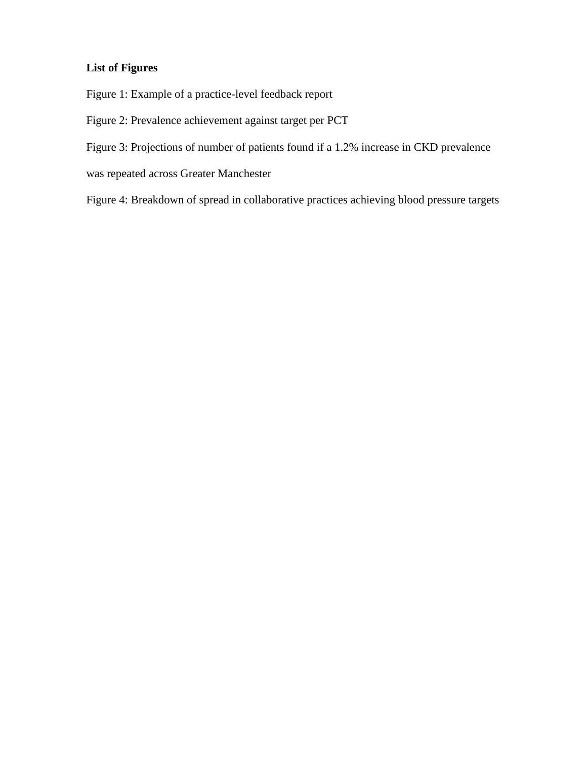**List of Figures**

Figure 1: Example of a practice-level feedback report

Figure 2: Prevalence achievement against target per PCT

Figure 3: Projections of number of patients found if a 1.2% increase in CKD prevalence was repeated across Greater Manchester

Figure 4: Breakdown of spread in collaborative practices achieving blood pressure targets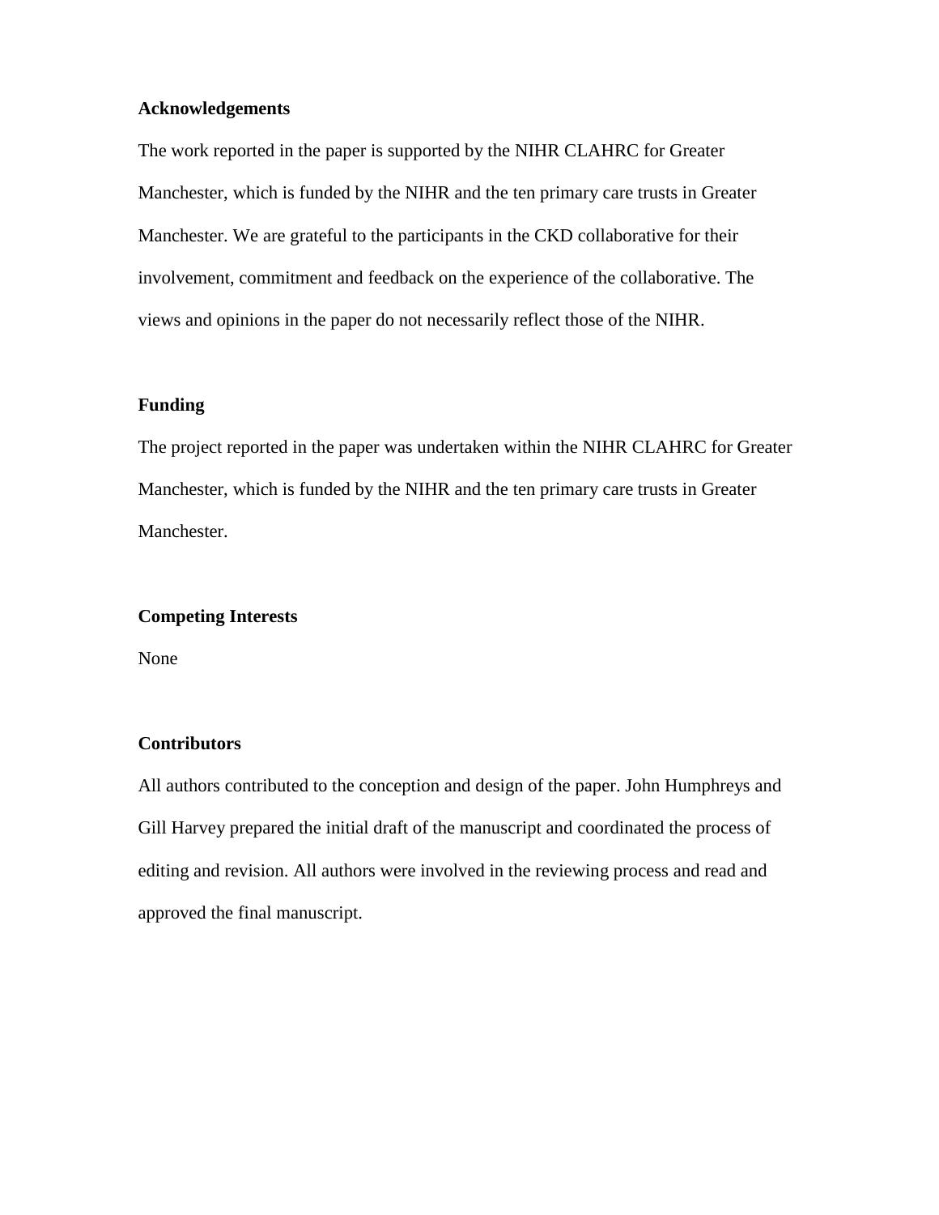**Acknowledgements**

The work reported in the paper is supported by the NIHR CLAHRC for Greater Manchester, which is funded by the NIHR and the ten primary care trusts in Greater Manchester. We are grateful to the participants in the CKD collaborative for their involvement, commitment and feedback on the experience of the collaborative. The views and opinions in the paper do not necessarily reflect those of the NIHR.

**Funding**

The project reported in the paper was undertaken within the NIHR CLAHRC for Greater Manchester, which is funded by the NIHR and the ten primary care trusts in Greater Manchester.

**Competing Interests**

None

**Contributors**

All authors contributed to the conception and design of the paper. John Humphreys and Gill Harvey prepared the initial draft of the manuscript and coordinated the process of editing and revision. All authors were involved in the reviewing process and read and approved the final manuscript.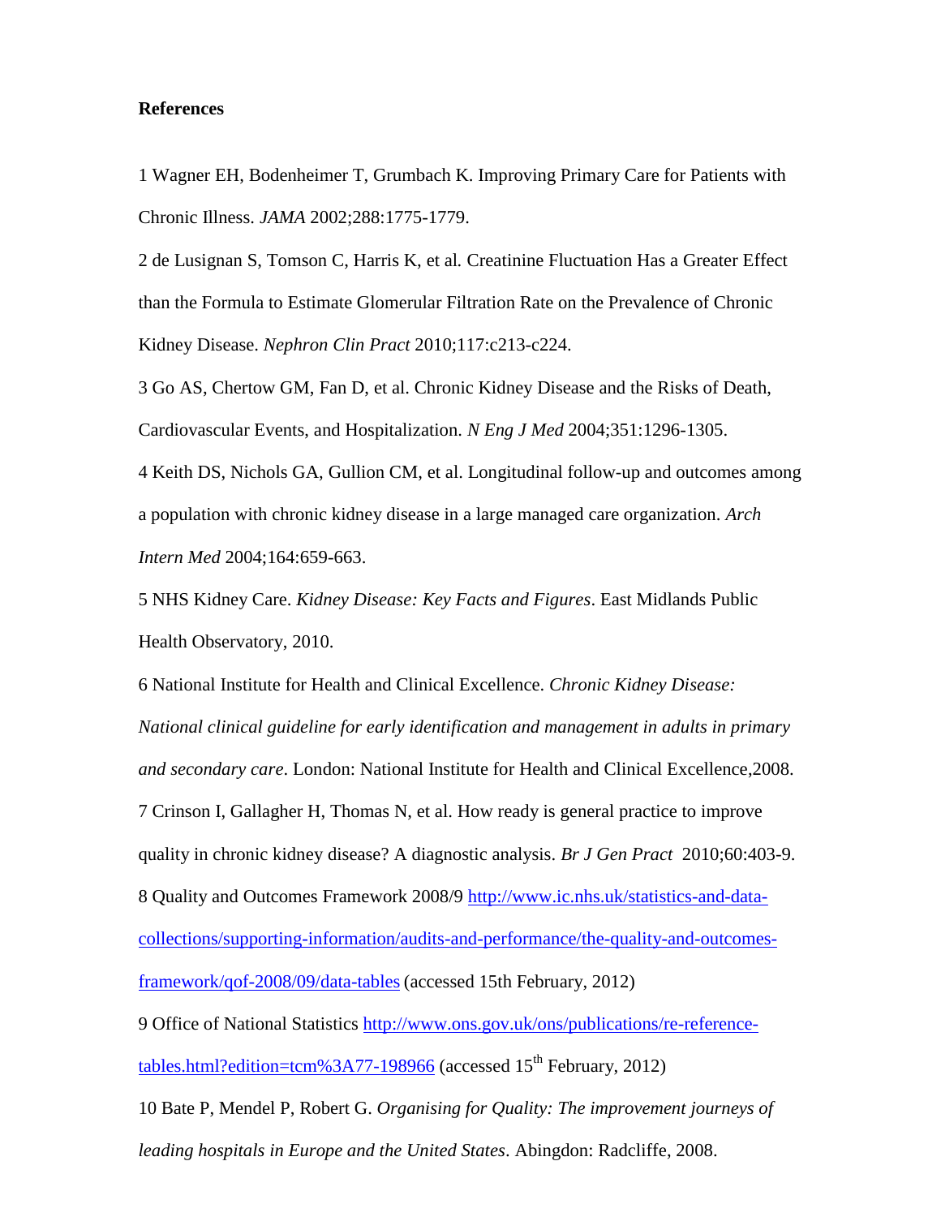**References**

1 Wagner EH, Bodenheimer T, Grumbach K. Improving Primary Care for Patients with Chronic Illness. *JAMA* 2002;288:1775-1779.

2 de Lusignan S, Tomson C, Harris K, et al*.* Creatinine Fluctuation Has a Greater Effect than the Formula to Estimate Glomerular Filtration Rate on the Prevalence of Chronic Kidney Disease. *Nephron Clin Pract* 2010;117:c213-c224.

3 Go AS, Chertow GM, Fan D, et al. Chronic Kidney Disease and the Risks of Death, Cardiovascular Events, and Hospitalization. *N Eng J Med* 2004;351:1296-1305.

4 Keith DS, Nichols GA, Gullion CM, et al. Longitudinal follow-up and outcomes among a population with chronic kidney disease in a large managed care organization. *Arch Intern Med* 2004;164:659-663.

5 NHS Kidney Care. *Kidney Disease: Key Facts and Figures*. East Midlands Public Health Observatory, 2010.

6 National Institute for Health and Clinical Excellence. *Chronic Kidney Disease: National clinical guideline for early identification and management in adults in primary and secondary care*. London: National Institute for Health and Clinical Excellence,2008.

7 Crinson I, Gallagher H, Thomas N, et al. How ready is general practice to improve quality in chronic kidney disease? A diagnostic analysis. *Br J Gen Pract* 2010;60:403-9.

8 Quality and Outcomes Framework 2008/9 [http://www.ic.nhs.uk/statistics-and-data-collections/supporting-information/audits-and-performance/the-quality-and-outcomes-framework/qof-2008/09/data-tables](http://www.ic.nhs.uk/statistics-and-data-collections/supporting-information/audits-and-performance/the-quality-and-outcomes-framework/qof-2008/09/data-tables) (accessed 15th February, 2012)

9 Office of National Statistics [http://www.ons.gov.uk/ons/publications/re-reference-tables.html?edition=tcm%3A77-198966](http://www.ons.gov.uk/ons/publications/re-reference-tables.html?edition=tcm%3A77-198966) (accessed 15th February, 2012)

10 Bate P, Mendel P, Robert G. *Organising for Quality: The improvement journeys of leading hospitals in Europe and the United States*. Abingdon: Radcliffe, 2008.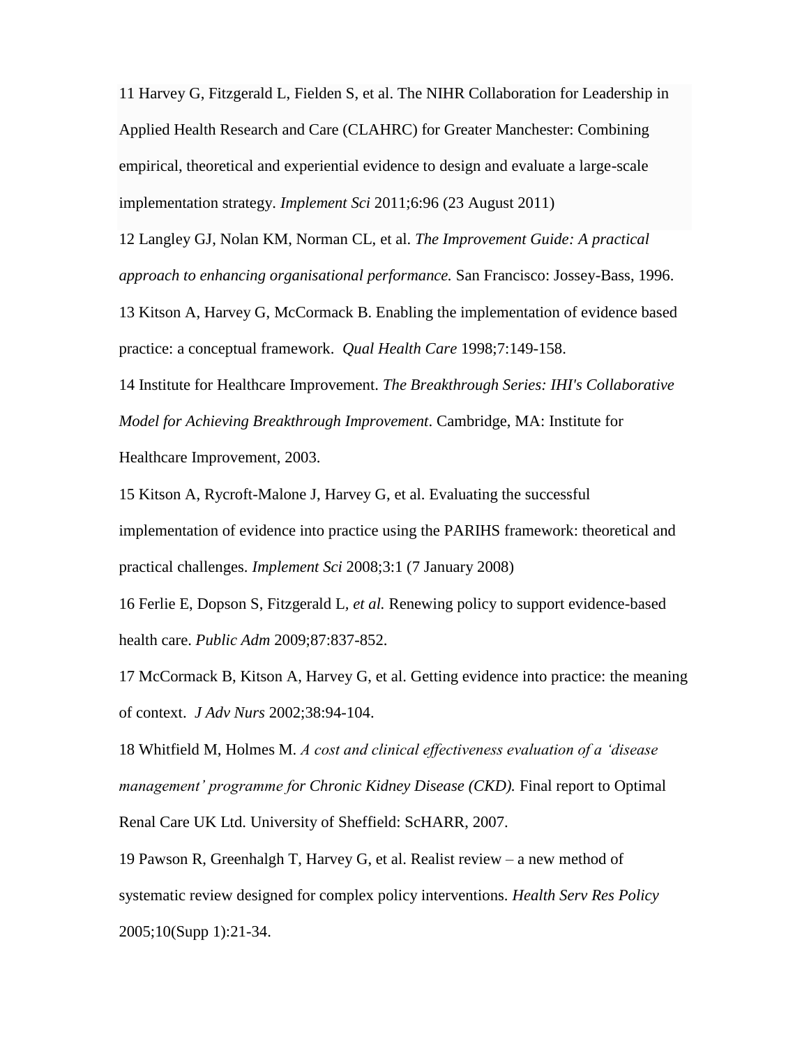11 Harvey G, Fitzgerald L, Fielden S, et al. The NIHR Collaboration for Leadership in Applied Health Research and Care (CLAHRC) for Greater Manchester: Combining empirical, theoretical and experiential evidence to design and evaluate a large-scale implementation strategy. *Implement Sci* 2011;6:96 (23 August 2011)

12 Langley GJ, Nolan KM, Norman CL, et al. *The Improvement Guide: A practical approach to enhancing organisational performance.* San Francisco: Jossey-Bass, 1996.

13 Kitson A, Harvey G, McCormack B. Enabling the implementation of evidence based practice: a conceptual framework. *Qual Health Care* 1998;7:149-158.

14 Institute for Healthcare Improvement. *The Breakthrough Series: IHI's Collaborative Model for Achieving Breakthrough Improvement*. Cambridge, MA: Institute for Healthcare Improvement, 2003.

15 Kitson A, Rycroft-Malone J, Harvey G, et al. Evaluating the successful implementation of evidence into practice using the PARIHS framework: theoretical and practical challenges. *Implement Sci* 2008;3:1 (7 January 2008)

16 Ferlie E, Dopson S, Fitzgerald L, *et al.* Renewing policy to support evidence-based health care. *Public Adm* 2009;87:837-852.

17 McCormack B, Kitson A, Harvey G, et al. Getting evidence into practice: the meaning of context. *J Adv Nurs* 2002;38:94-104.

18 Whitfield M, Holmes M. *A cost and clinical effectiveness evaluation of a 'disease management' programme for Chronic Kidney Disease (CKD).* Final report to Optimal Renal Care UK Ltd. University of Sheffield: ScHARR, 2007.

19 Pawson R, Greenhalgh T, Harvey G, et al. Realist review – a new method of systematic review designed for complex policy interventions. *Health Serv Res Policy* 2005;10(Supp 1):21-34.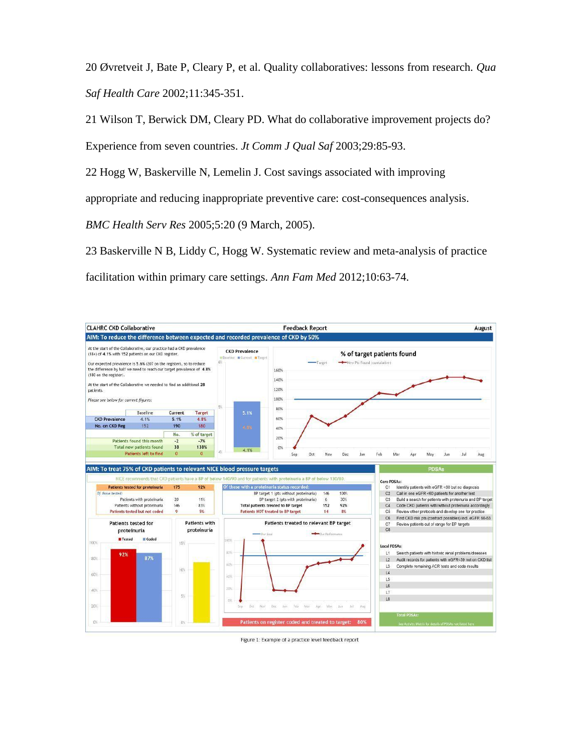20 Øvretveit J, Bate P, Cleary P, et al. Quality collaboratives: lessons from research. *Qua Saf Health Care* 2002;11:345-351.

21 Wilson T, Berwick DM, Cleary PD. What do collaborative improvement projects do? Experience from seven countries. *Jt Comm J Qual Saf* 2003;29:85-93.

22 Hogg W, Baskerville N, Lemelin J. Cost savings associated with improving appropriate and reducing inappropriate preventive care: cost-consequences analysis. *BMC Health Serv Res* 2005;5:20 (9 March, 2005).

23 Baskerville N B, Liddy C, Hogg W. Systematic review and meta-analysis of practice facilitation within primary care settings. *Ann Fam Med* 2012;10:63-74.

Figure 1: Example of a practice level feedback report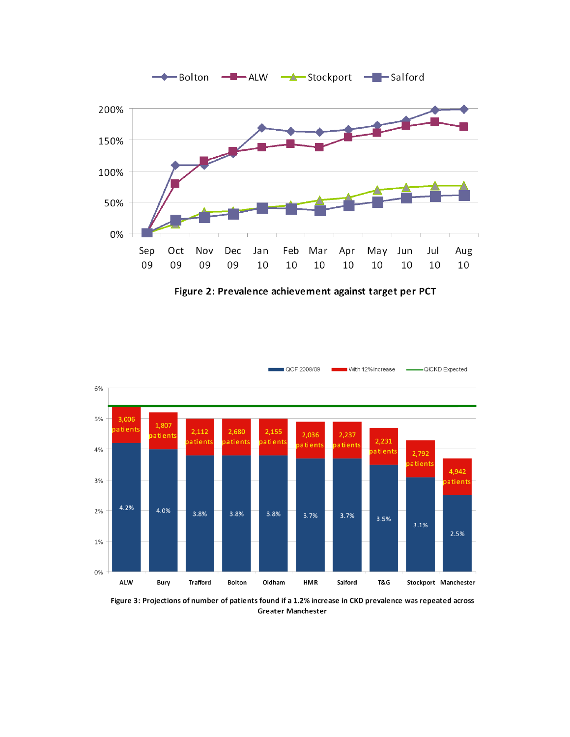Figure 2: Prevalence achievement against target per PCT

Figure 3: Projections of number of patients found if a 1.2% increase in CKD prevalence was repeated across Greater Manchester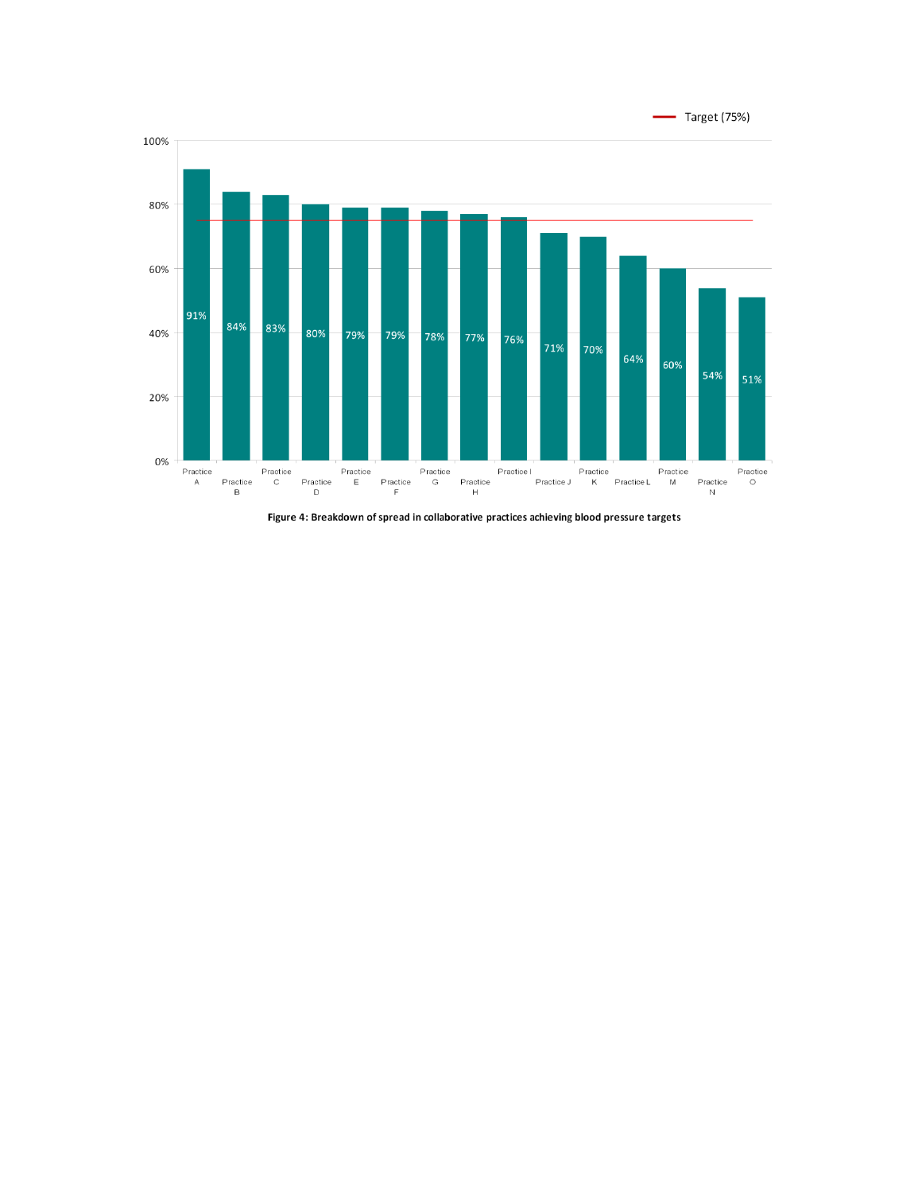Target (75%)

100%
80%
60%
40%
20%
0%

91%
84%
83%
80%
79%
79%
78%
77%
76%
71%
70%
64%
60%
54%
51%

Practice A
Practice B
Practice C
Practice D
Practice E
Practice F
Practice G
Practice H
Practice I
Practice J
Practice K
Practice L
Practice M
Practice N
Practice O

**Figure 4: Breakdown of spread in collaborative practices achieving blood pressure targets**